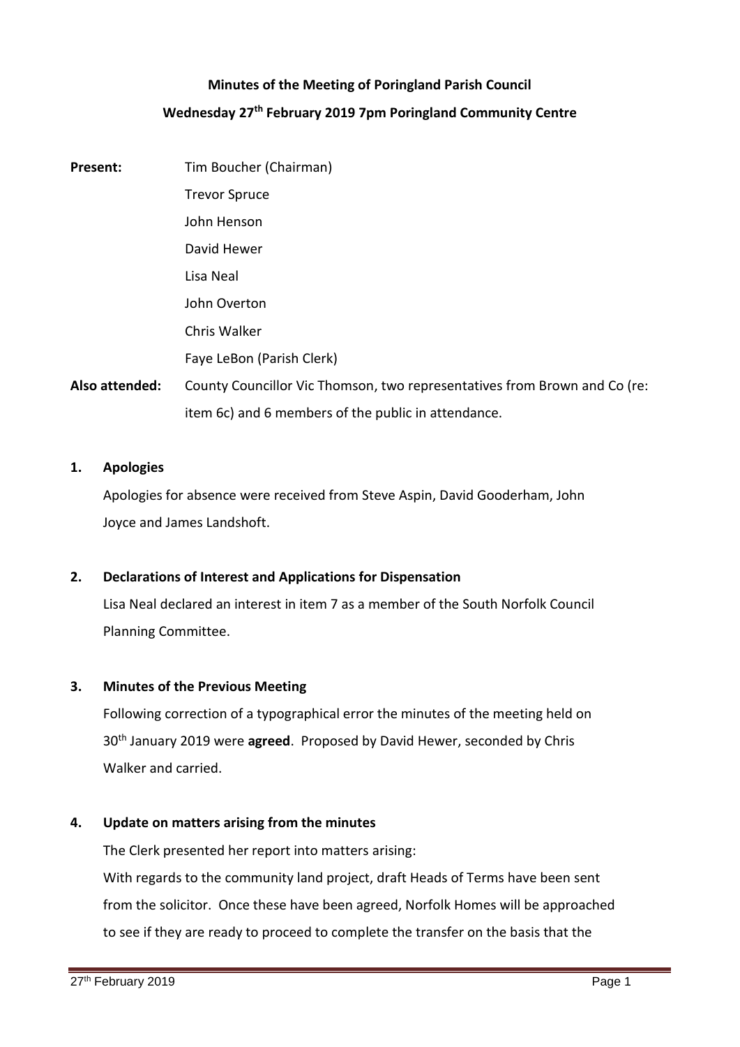**Minutes of the Meeting of Poringland Parish Council**

**Wednesday 27th February 2019 7pm Poringland Community Centre**

**Present:** Tim Boucher (Chairman)
Trevor Spruce
John Henson
David Hewer
Lisa Neal
John Overton
Chris Walker
Faye LeBon (Parish Clerk)

**Also attended:** County Councillor Vic Thomson, two representatives from Brown and Co (re: item 6c) and 6 members of the public in attendance.

## 1. Apologies

Apologies for absence were received from Steve Aspin, David Gooderham, John Joyce and James Landshoft.

## 2. Declarations of Interest and Applications for Dispensation

Lisa Neal declared an interest in item 7 as a member of the South Norfolk Council Planning Committee.

## 3. Minutes of the Previous Meeting

Following correction of a typographical error the minutes of the meeting held on 30th January 2019 were **agreed**. Proposed by David Hewer, seconded by Chris Walker and carried.

## 4. Update on matters arising from the minutes

The Clerk presented her report into matters arising:

With regards to the community land project, draft Heads of Terms have been sent from the solicitor. Once these have been agreed, Norfolk Homes will be approached to see if they are ready to proceed to complete the transfer on the basis that the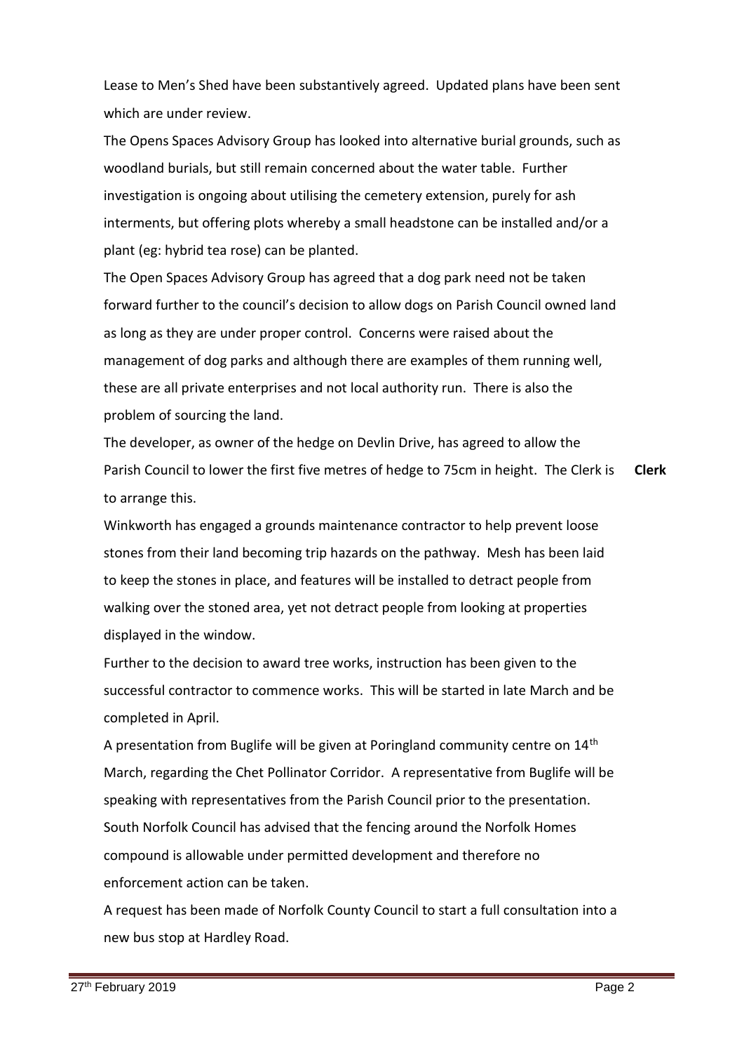Lease to Men's Shed have been substantively agreed. Updated plans have been sent which are under review.

The Opens Spaces Advisory Group has looked into alternative burial grounds, such as woodland burials, but still remain concerned about the water table. Further investigation is ongoing about utilising the cemetery extension, purely for ash interments, but offering plots whereby a small headstone can be installed and/or a plant (eg: hybrid tea rose) can be planted.

The Open Spaces Advisory Group has agreed that a dog park need not be taken forward further to the council's decision to allow dogs on Parish Council owned land as long as they are under proper control. Concerns were raised about the management of dog parks and although there are examples of them running well, these are all private enterprises and not local authority run. There is also the problem of sourcing the land.

The developer, as owner of the hedge on Devlin Drive, has agreed to allow the Parish Council to lower the first five metres of hedge to 75cm in height. The Clerk is to arrange this. **Clerk**

Winkworth has engaged a grounds maintenance contractor to help prevent loose stones from their land becoming trip hazards on the pathway. Mesh has been laid to keep the stones in place, and features will be installed to detract people from walking over the stoned area, yet not detract people from looking at properties displayed in the window.

Further to the decision to award tree works, instruction has been given to the successful contractor to commence works. This will be started in late March and be completed in April.

A presentation from Buglife will be given at Poringland community centre on 14th March, regarding the Chet Pollinator Corridor. A representative from Buglife will be speaking with representatives from the Parish Council prior to the presentation.

South Norfolk Council has advised that the fencing around the Norfolk Homes compound is allowable under permitted development and therefore no enforcement action can be taken.

A request has been made of Norfolk County Council to start a full consultation into a new bus stop at Hardley Road.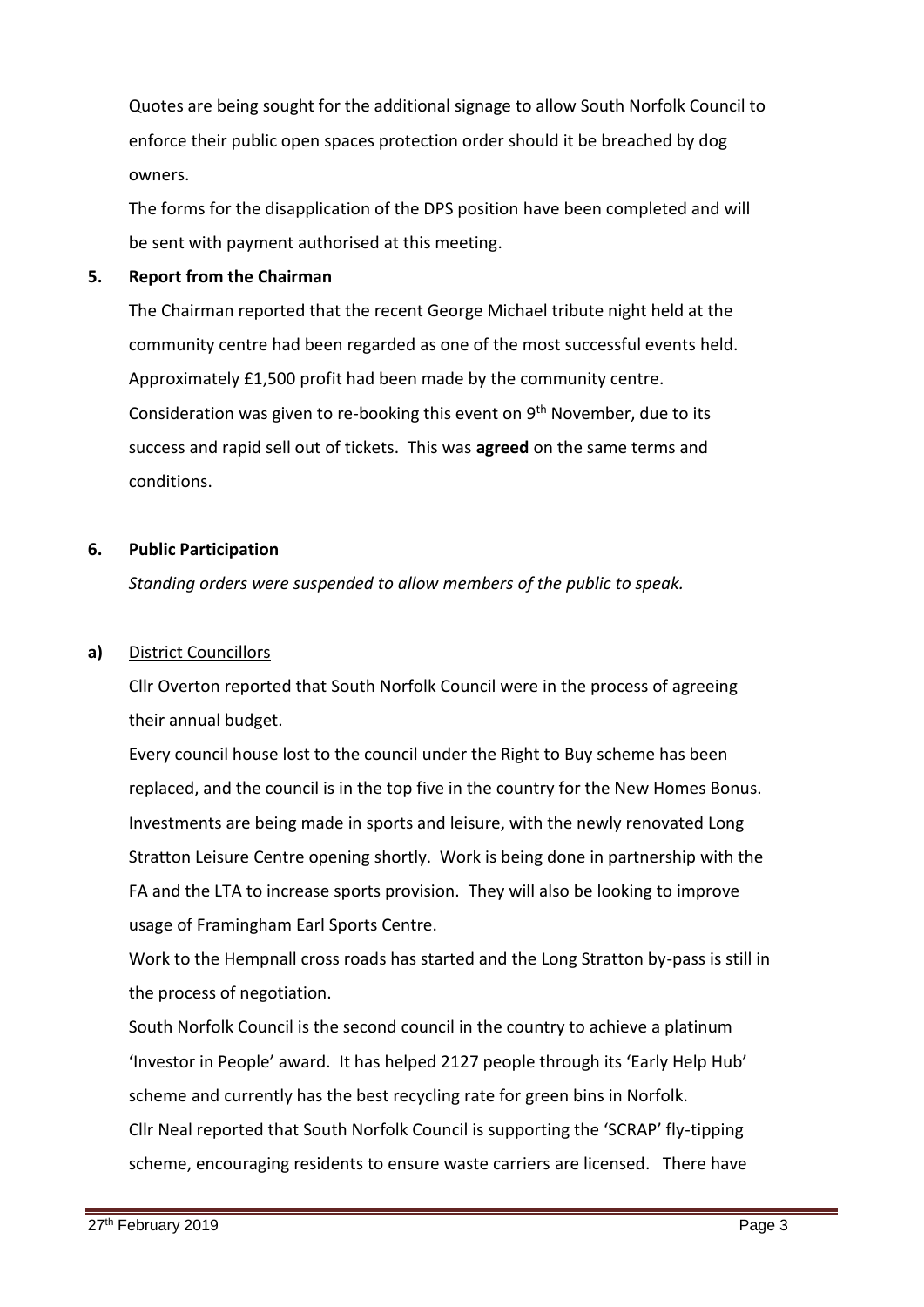Quotes are being sought for the additional signage to allow South Norfolk Council to enforce their public open spaces protection order should it be breached by dog owners.

The forms for the disapplication of the DPS position have been completed and will be sent with payment authorised at this meeting.

## 5. Report from the Chairman

The Chairman reported that the recent George Michael tribute night held at the community centre had been regarded as one of the most successful events held. Approximately £1,500 profit had been made by the community centre. Consideration was given to re-booking this event on 9th November, due to its success and rapid sell out of tickets. This was **agreed** on the same terms and conditions.

## 6. Public Participation

*Standing orders were suspended to allow members of the public to speak.*

**a)** District Councillors

Cllr Overton reported that South Norfolk Council were in the process of agreeing their annual budget.

Every council house lost to the council under the Right to Buy scheme has been replaced, and the council is in the top five in the country for the New Homes Bonus. Investments are being made in sports and leisure, with the newly renovated Long Stratton Leisure Centre opening shortly. Work is being done in partnership with the FA and the LTA to increase sports provision. They will also be looking to improve usage of Framingham Earl Sports Centre.

Work to the Hempnall cross roads has started and the Long Stratton by-pass is still in the process of negotiation.

South Norfolk Council is the second council in the country to achieve a platinum 'Investor in People' award. It has helped 2127 people through its 'Early Help Hub' scheme and currently has the best recycling rate for green bins in Norfolk.

Cllr Neal reported that South Norfolk Council is supporting the 'SCRAP' fly-tipping scheme, encouraging residents to ensure waste carriers are licensed. There have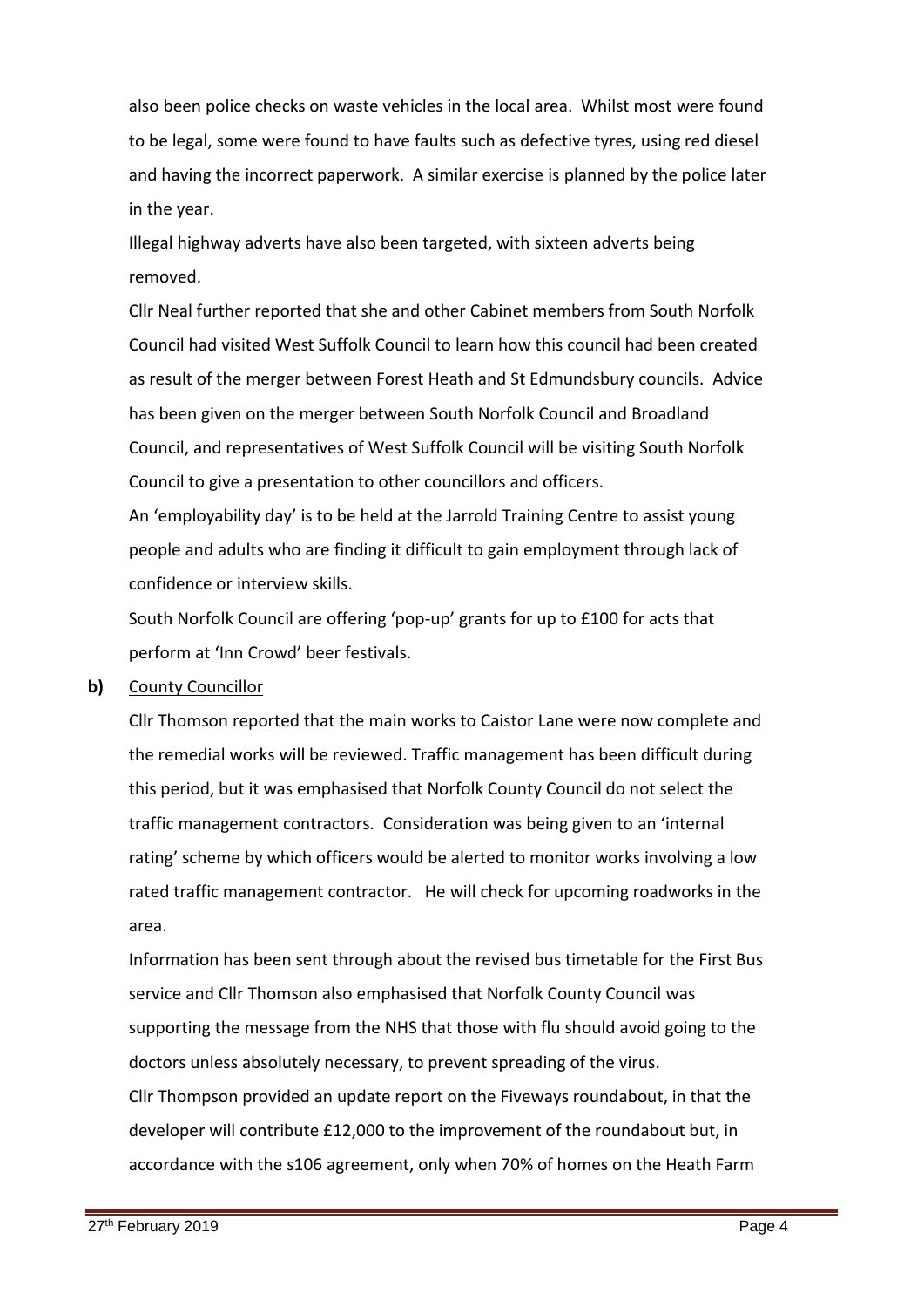also been police checks on waste vehicles in the local area. Whilst most were found to be legal, some were found to have faults such as defective tyres, using red diesel and having the incorrect paperwork. A similar exercise is planned by the police later in the year.

Illegal highway adverts have also been targeted, with sixteen adverts being removed.

Cllr Neal further reported that she and other Cabinet members from South Norfolk Council had visited West Suffolk Council to learn how this council had been created as result of the merger between Forest Heath and St Edmundsbury councils. Advice has been given on the merger between South Norfolk Council and Broadland Council, and representatives of West Suffolk Council will be visiting South Norfolk Council to give a presentation to other councillors and officers.

An 'employability day' is to be held at the Jarrold Training Centre to assist young people and adults who are finding it difficult to gain employment through lack of confidence or interview skills.

South Norfolk Council are offering 'pop-up' grants for up to £100 for acts that perform at 'Inn Crowd' beer festivals.

**b)** County Councillor

Cllr Thomson reported that the main works to Caistor Lane were now complete and the remedial works will be reviewed. Traffic management has been difficult during this period, but it was emphasised that Norfolk County Council do not select the traffic management contractors. Consideration was being given to an 'internal rating' scheme by which officers would be alerted to monitor works involving a low rated traffic management contractor. He will check for upcoming roadworks in the area.

Information has been sent through about the revised bus timetable for the First Bus service and Cllr Thomson also emphasised that Norfolk County Council was supporting the message from the NHS that those with flu should avoid going to the doctors unless absolutely necessary, to prevent spreading of the virus.

Cllr Thompson provided an update report on the Fiveways roundabout, in that the developer will contribute £12,000 to the improvement of the roundabout but, in accordance with the s106 agreement, only when 70% of homes on the Heath Farm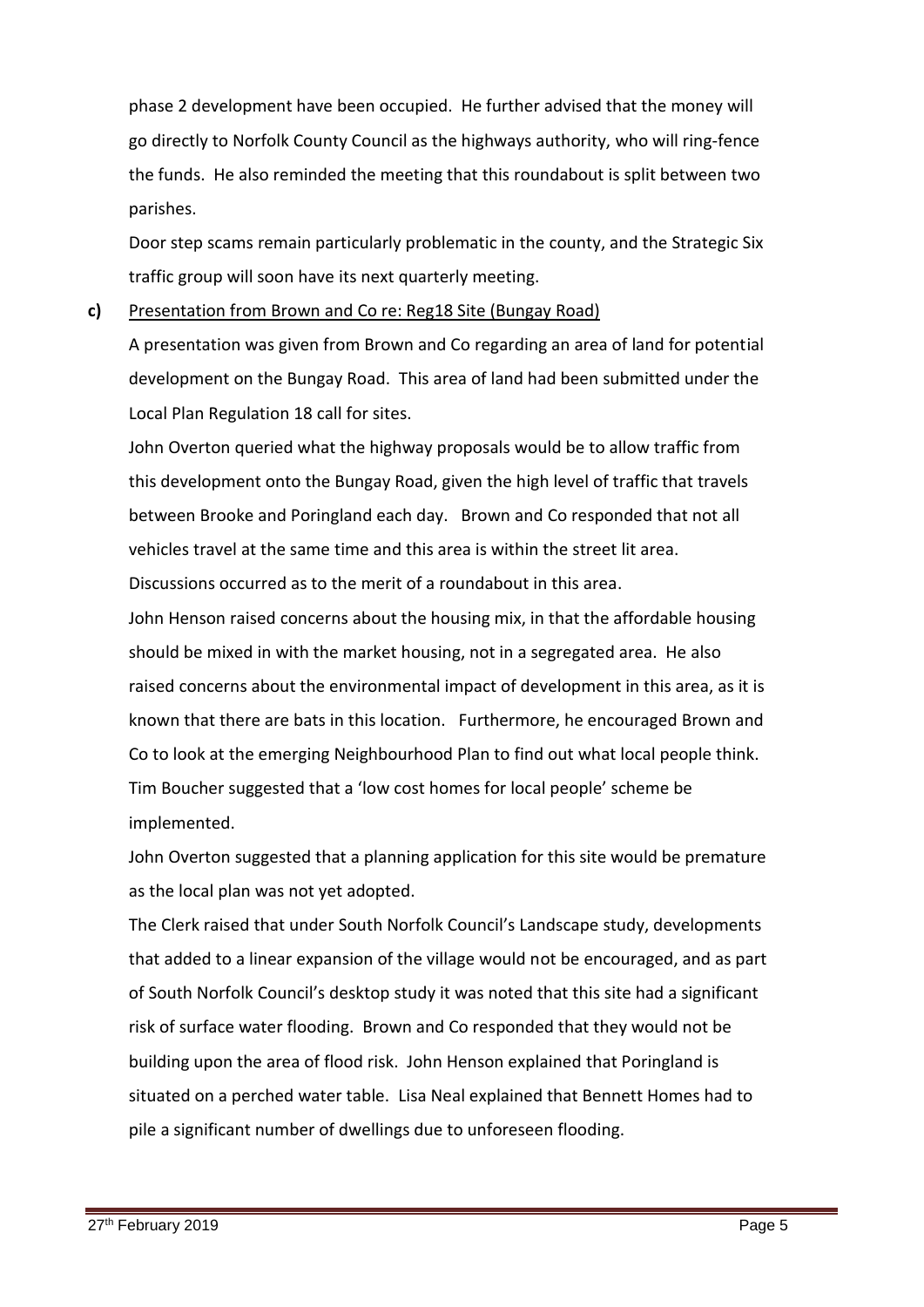phase 2 development have been occupied. He further advised that the money will go directly to Norfolk County Council as the highways authority, who will ring-fence the funds. He also reminded the meeting that this roundabout is split between two parishes.

Door step scams remain particularly problematic in the county, and the Strategic Six traffic group will soon have its next quarterly meeting.

**c)** Presentation from Brown and Co re: Reg18 Site (Bungay Road)

A presentation was given from Brown and Co regarding an area of land for potential development on the Bungay Road. This area of land had been submitted under the Local Plan Regulation 18 call for sites.

John Overton queried what the highway proposals would be to allow traffic from this development onto the Bungay Road, given the high level of traffic that travels between Brooke and Poringland each day. Brown and Co responded that not all vehicles travel at the same time and this area is within the street lit area. Discussions occurred as to the merit of a roundabout in this area.

John Henson raised concerns about the housing mix, in that the affordable housing should be mixed in with the market housing, not in a segregated area. He also raised concerns about the environmental impact of development in this area, as it is known that there are bats in this location. Furthermore, he encouraged Brown and Co to look at the emerging Neighbourhood Plan to find out what local people think. Tim Boucher suggested that a 'low cost homes for local people' scheme be implemented.

John Overton suggested that a planning application for this site would be premature as the local plan was not yet adopted.

The Clerk raised that under South Norfolk Council's Landscape study, developments that added to a linear expansion of the village would not be encouraged, and as part of South Norfolk Council's desktop study it was noted that this site had a significant risk of surface water flooding. Brown and Co responded that they would not be building upon the area of flood risk. John Henson explained that Poringland is situated on a perched water table. Lisa Neal explained that Bennett Homes had to pile a significant number of dwellings due to unforeseen flooding.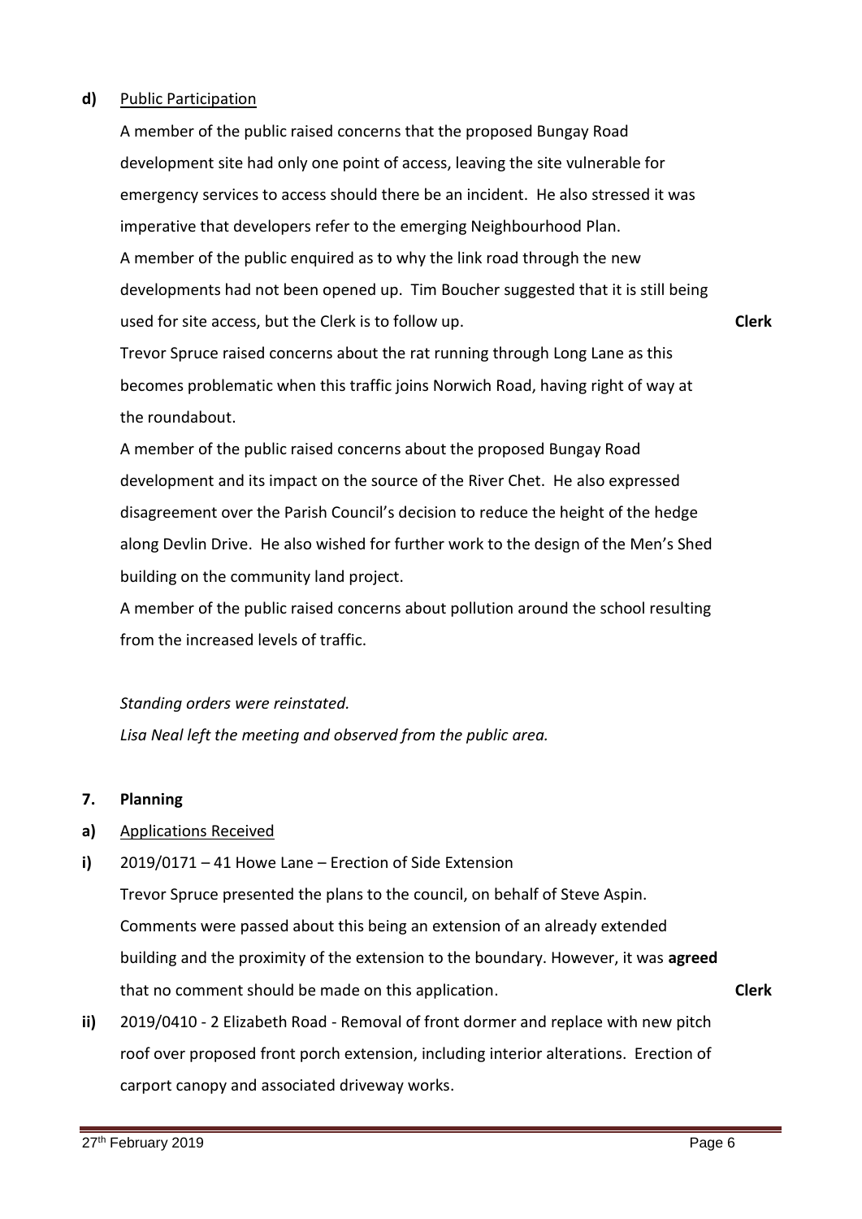**d)** Public Participation

A member of the public raised concerns that the proposed Bungay Road development site had only one point of access, leaving the site vulnerable for emergency services to access should there be an incident. He also stressed it was imperative that developers refer to the emerging Neighbourhood Plan.

A member of the public enquired as to why the link road through the new developments had not been opened up. Tim Boucher suggested that it is still being used for site access, but the Clerk is to follow up. **Clerk**

Trevor Spruce raised concerns about the rat running through Long Lane as this becomes problematic when this traffic joins Norwich Road, having right of way at the roundabout.

A member of the public raised concerns about the proposed Bungay Road development and its impact on the source of the River Chet. He also expressed disagreement over the Parish Council's decision to reduce the height of the hedge along Devlin Drive. He also wished for further work to the design of the Men's Shed building on the community land project.

A member of the public raised concerns about pollution around the school resulting from the increased levels of traffic.

*Standing orders were reinstated.*

*Lisa Neal left the meeting and observed from the public area.*

**7. Planning**

**a)** Applications Received

**i)** 2019/0171 – 41 Howe Lane – Erection of Side Extension

Trevor Spruce presented the plans to the council, on behalf of Steve Aspin. Comments were passed about this being an extension of an already extended building and the proximity of the extension to the boundary. However, it was **agreed** that no comment should be made on this application. **Clerk**

**ii)** 2019/0410 - 2 Elizabeth Road - Removal of front dormer and replace with new pitch roof over proposed front porch extension, including interior alterations. Erection of carport canopy and associated driveway works.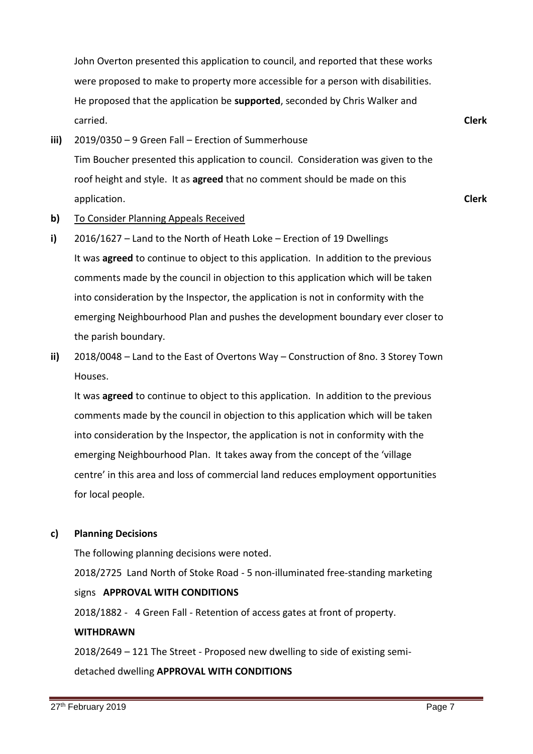John Overton presented this application to council, and reported that these works were proposed to make to property more accessible for a person with disabilities. He proposed that the application be **supported**, seconded by Chris Walker and carried. **Clerk**

**iii)** 2019/0350 – 9 Green Fall – Erection of Summerhouse

Tim Boucher presented this application to council. Consideration was given to the roof height and style. It as **agreed** that no comment should be made on this application. **Clerk**

**b)** To Consider Planning Appeals Received

**i)** 2016/1627 – Land to the North of Heath Loke – Erection of 19 Dwellings

It was **agreed** to continue to object to this application. In addition to the previous comments made by the council in objection to this application which will be taken into consideration by the Inspector, the application is not in conformity with the emerging Neighbourhood Plan and pushes the development boundary ever closer to the parish boundary.

**ii)** 2018/0048 – Land to the East of Overtons Way – Construction of 8no. 3 Storey Town Houses.

It was **agreed** to continue to object to this application. In addition to the previous comments made by the council in objection to this application which will be taken into consideration by the Inspector, the application is not in conformity with the emerging Neighbourhood Plan. It takes away from the concept of the 'village centre' in this area and loss of commercial land reduces employment opportunities for local people.

**c) Planning Decisions**

The following planning decisions were noted.

2018/2725 Land North of Stoke Road - 5 non-illuminated free-standing marketing signs **APPROVAL WITH CONDITIONS**

2018/1882 - 4 Green Fall - Retention of access gates at front of property. **WITHDRAWN**

2018/2649 – 121 The Street - Proposed new dwelling to side of existing semi-detached dwelling **APPROVAL WITH CONDITIONS**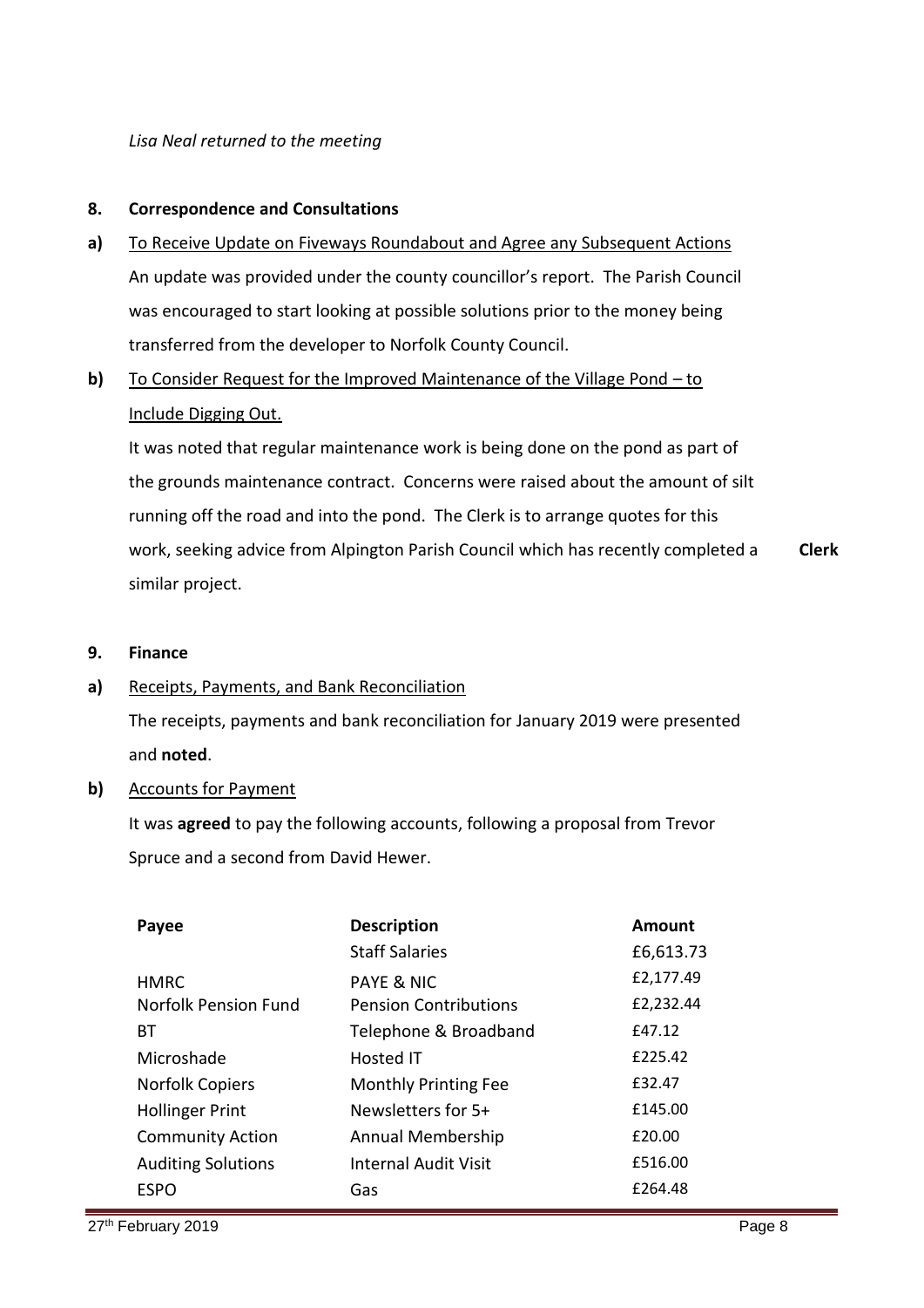*Lisa Neal returned to the meeting*

**8. Correspondence and Consultations**

**a)** To Receive Update on Fiveways Roundabout and Agree any Subsequent Actions

An update was provided under the county councillor's report. The Parish Council was encouraged to start looking at possible solutions prior to the money being transferred from the developer to Norfolk County Council.

**b)** To Consider Request for the Improved Maintenance of the Village Pond – to Include Digging Out.

It was noted that regular maintenance work is being done on the pond as part of the grounds maintenance contract. Concerns were raised about the amount of silt running off the road and into the pond. The Clerk is to arrange quotes for this work, seeking advice from Alpington Parish Council which has recently completed a similar project. **Clerk**

**9. Finance**

**a)** Receipts, Payments, and Bank Reconciliation

The receipts, payments and bank reconciliation for January 2019 were presented and **noted**.

**b)** Accounts for Payment

It was **agreed** to pay the following accounts, following a proposal from Trevor Spruce and a second from David Hewer.

| Payee | Description | Amount |
|---|---|---|
| | Staff Salaries | £6,613.73 |
| HMRC | PAYE & NIC | £2,177.49 |
| Norfolk Pension Fund | Pension Contributions | £2,232.44 |
| BT | Telephone & Broadband | £47.12 |
| Microshade | Hosted IT | £225.42 |
| Norfolk Copiers | Monthly Printing Fee | £32.47 |
| Hollinger Print | Newsletters for 5+ | £145.00 |
| Community Action | Annual Membership | £20.00 |
| Auditing Solutions | Internal Audit Visit | £516.00 |
| ESPO | Gas | £264.48 |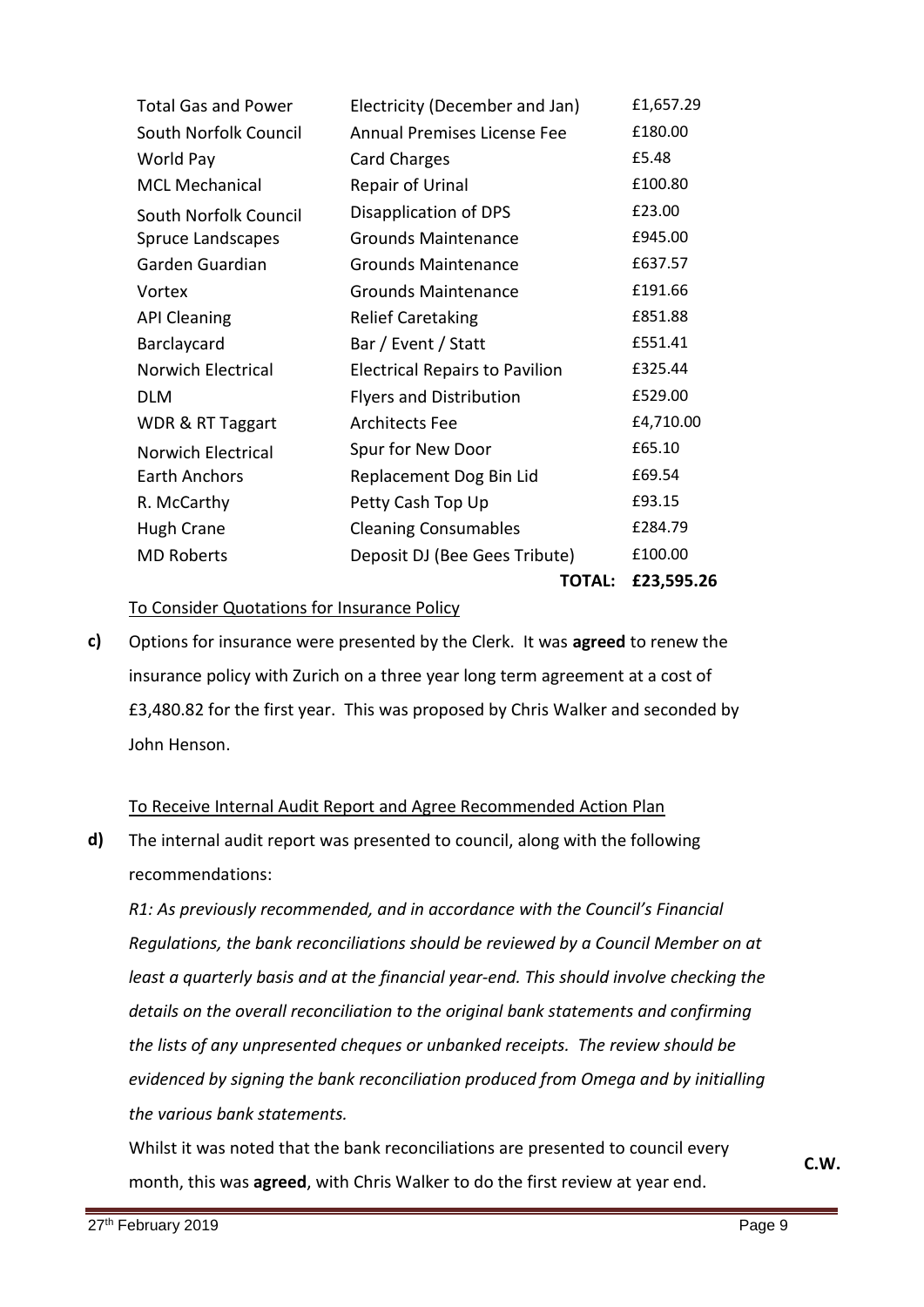| | | |
|---|---|---|
| Total Gas and Power | Electricity (December and Jan) | £1,657.29 |
| South Norfolk Council | Annual Premises License Fee | £180.00 |
| World Pay | Card Charges | £5.48 |
| MCL Mechanical | Repair of Urinal | £100.80 |
| South Norfolk Council | Disapplication of DPS | £23.00 |
| Spruce Landscapes | Grounds Maintenance | £945.00 |
| Garden Guardian | Grounds Maintenance | £637.57 |
| Vortex | Grounds Maintenance | £191.66 |
| API Cleaning | Relief Caretaking | £851.88 |
| Barclaycard | Bar / Event / Statt | £551.41 |
| Norwich Electrical | Electrical Repairs to Pavilion | £325.44 |
| DLM | Flyers and Distribution | £529.00 |
| WDR & RT Taggart | Architects Fee | £4,710.00 |
| Norwich Electrical | Spur for New Door | £65.10 |
| Earth Anchors | Replacement Dog Bin Lid | £69.54 |
| R. McCarthy | Petty Cash Top Up | £93.15 |
| Hugh Crane | Cleaning Consumables | £284.79 |
| MD Roberts | Deposit DJ (Bee Gees Tribute) | £100.00 |
| | **TOTAL:** | **£23,595.26** |

To Consider Quotations for Insurance Policy

**c)** Options for insurance were presented by the Clerk. It was **agreed** to renew the insurance policy with Zurich on a three year long term agreement at a cost of £3,480.82 for the first year. This was proposed by Chris Walker and seconded by John Henson.

To Receive Internal Audit Report and Agree Recommended Action Plan

**d)** The internal audit report was presented to council, along with the following recommendations:

*R1: As previously recommended, and in accordance with the Council's Financial Regulations, the bank reconciliations should be reviewed by a Council Member on at least a quarterly basis and at the financial year-end. This should involve checking the details on the overall reconciliation to the original bank statements and confirming the lists of any unpresented cheques or unbanked receipts. The review should be evidenced by signing the bank reconciliation produced from Omega and by initialling the various bank statements.*

Whilst it was noted that the bank reconciliations are presented to council every month, this was **agreed**, with Chris Walker to do the first review at year end. **C.W.**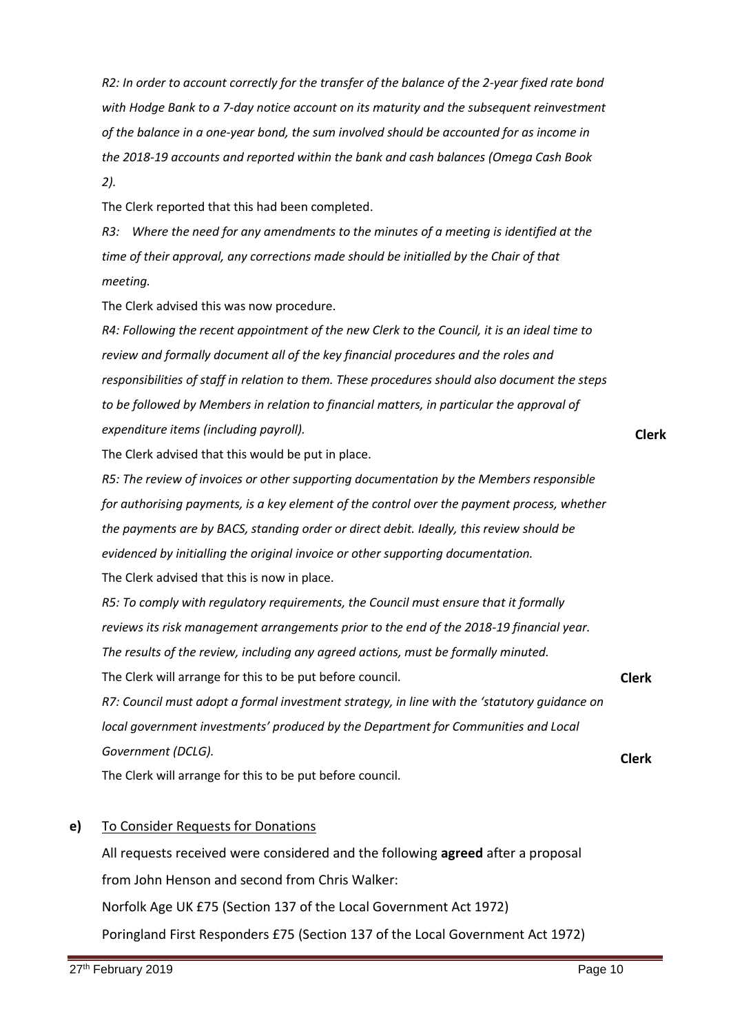*R2: In order to account correctly for the transfer of the balance of the 2-year fixed rate bond with Hodge Bank to a 7-day notice account on its maturity and the subsequent reinvestment of the balance in a one-year bond, the sum involved should be accounted for as income in the 2018-19 accounts and reported within the bank and cash balances (Omega Cash Book 2).*

The Clerk reported that this had been completed.

*R3: Where the need for any amendments to the minutes of a meeting is identified at the time of their approval, any corrections made should be initialled by the Chair of that meeting.*

The Clerk advised this was now procedure.

*R4: Following the recent appointment of the new Clerk to the Council, it is an ideal time to review and formally document all of the key financial procedures and the roles and responsibilities of staff in relation to them. These procedures should also document the steps to be followed by Members in relation to financial matters, in particular the approval of expenditure items (including payroll).*

**Clerk**

The Clerk advised that this would be put in place.

*R5: The review of invoices or other supporting documentation by the Members responsible for authorising payments, is a key element of the control over the payment process, whether the payments are by BACS, standing order or direct debit. Ideally, this review should be evidenced by initialling the original invoice or other supporting documentation.*

The Clerk advised that this is now in place.

*R5: To comply with regulatory requirements, the Council must ensure that it formally reviews its risk management arrangements prior to the end of the 2018-19 financial year. The results of the review, including any agreed actions, must be formally minuted.*

The Clerk will arrange for this to be put before council. **Clerk**

*R7: Council must adopt a formal investment strategy, in line with the 'statutory guidance on local government investments' produced by the Department for Communities and Local Government (DCLG).*

**Clerk**

The Clerk will arrange for this to be put before council.

**e)** To Consider Requests for Donations

All requests received were considered and the following **agreed** after a proposal from John Henson and second from Chris Walker:

Norfolk Age UK £75 (Section 137 of the Local Government Act 1972)

Poringland First Responders £75 (Section 137 of the Local Government Act 1972)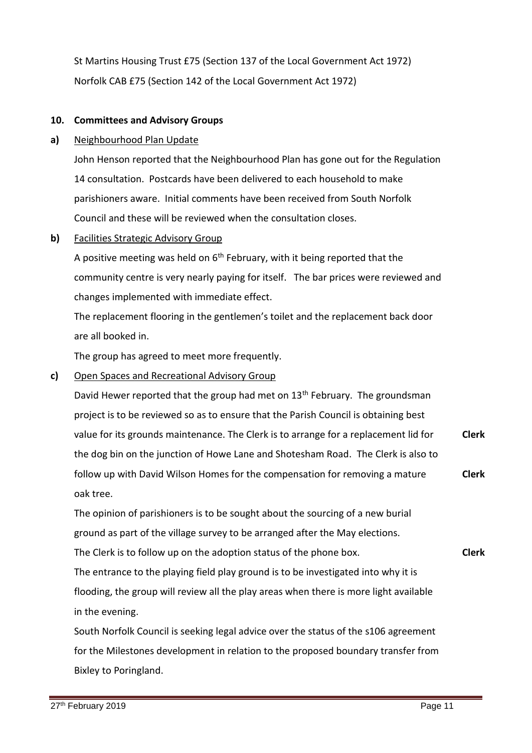St Martins Housing Trust £75 (Section 137 of the Local Government Act 1972)

Norfolk CAB £75 (Section 142 of the Local Government Act 1972)

**10. Committees and Advisory Groups**

**a)** Neighbourhood Plan Update

John Henson reported that the Neighbourhood Plan has gone out for the Regulation 14 consultation. Postcards have been delivered to each household to make parishioners aware. Initial comments have been received from South Norfolk Council and these will be reviewed when the consultation closes.

**b)** Facilities Strategic Advisory Group

A positive meeting was held on 6th February, with it being reported that the community centre is very nearly paying for itself. The bar prices were reviewed and changes implemented with immediate effect.

The replacement flooring in the gentlemen's toilet and the replacement back door are all booked in.

The group has agreed to meet more frequently.

**c)** Open Spaces and Recreational Advisory Group

David Hewer reported that the group had met on 13th February. The groundsman project is to be reviewed so as to ensure that the Parish Council is obtaining best value for its grounds maintenance. The Clerk is to arrange for a replacement lid for the dog bin on the junction of Howe Lane and Shotesham Road. The Clerk is also to follow up with David Wilson Homes for the compensation for removing a mature oak tree. **Clerk** **Clerk**

The opinion of parishioners is to be sought about the sourcing of a new burial ground as part of the village survey to be arranged after the May elections.

The Clerk is to follow up on the adoption status of the phone box. **Clerk**

The entrance to the playing field play ground is to be investigated into why it is flooding, the group will review all the play areas when there is more light available in the evening.

South Norfolk Council is seeking legal advice over the status of the s106 agreement for the Milestones development in relation to the proposed boundary transfer from Bixley to Poringland.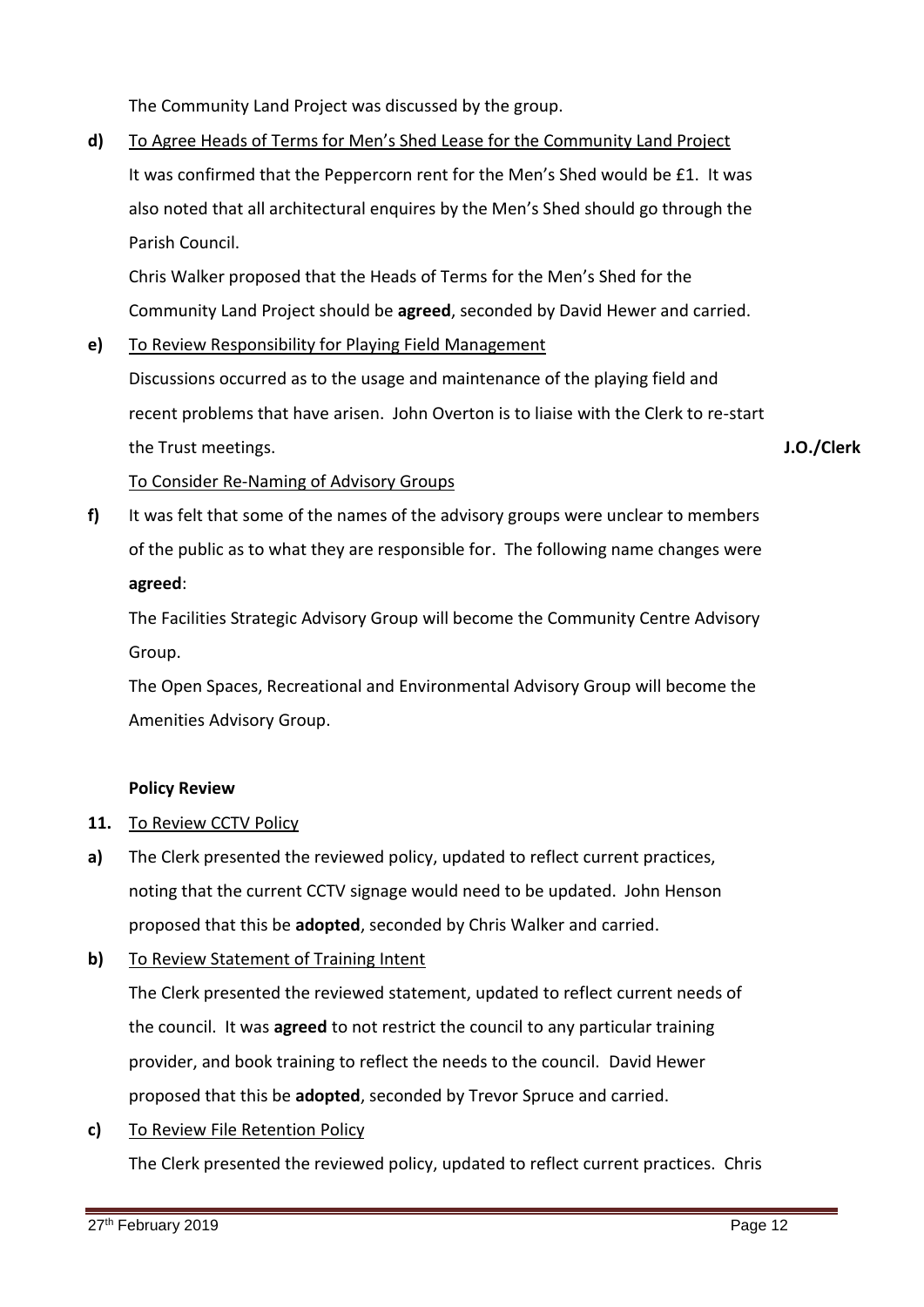The Community Land Project was discussed by the group.

**d)** To Agree Heads of Terms for Men's Shed Lease for the Community Land Project

It was confirmed that the Peppercorn rent for the Men's Shed would be £1. It was also noted that all architectural enquires by the Men's Shed should go through the Parish Council.

Chris Walker proposed that the Heads of Terms for the Men's Shed for the Community Land Project should be **agreed**, seconded by David Hewer and carried.

**e)** To Review Responsibility for Playing Field Management

Discussions occurred as to the usage and maintenance of the playing field and recent problems that have arisen. John Overton is to liaise with the Clerk to re-start the Trust meetings. **J.O./Clerk**

To Consider Re-Naming of Advisory Groups

**f)** It was felt that some of the names of the advisory groups were unclear to members of the public as to what they are responsible for. The following name changes were **agreed**:

The Facilities Strategic Advisory Group will become the Community Centre Advisory Group.

The Open Spaces, Recreational and Environmental Advisory Group will become the Amenities Advisory Group.

**Policy Review**

**11.** To Review CCTV Policy

**a)** The Clerk presented the reviewed policy, updated to reflect current practices, noting that the current CCTV signage would need to be updated. John Henson proposed that this be **adopted**, seconded by Chris Walker and carried.

**b)** To Review Statement of Training Intent

The Clerk presented the reviewed statement, updated to reflect current needs of the council. It was **agreed** to not restrict the council to any particular training provider, and book training to reflect the needs to the council. David Hewer proposed that this be **adopted**, seconded by Trevor Spruce and carried.

**c)** To Review File Retention Policy

The Clerk presented the reviewed policy, updated to reflect current practices. Chris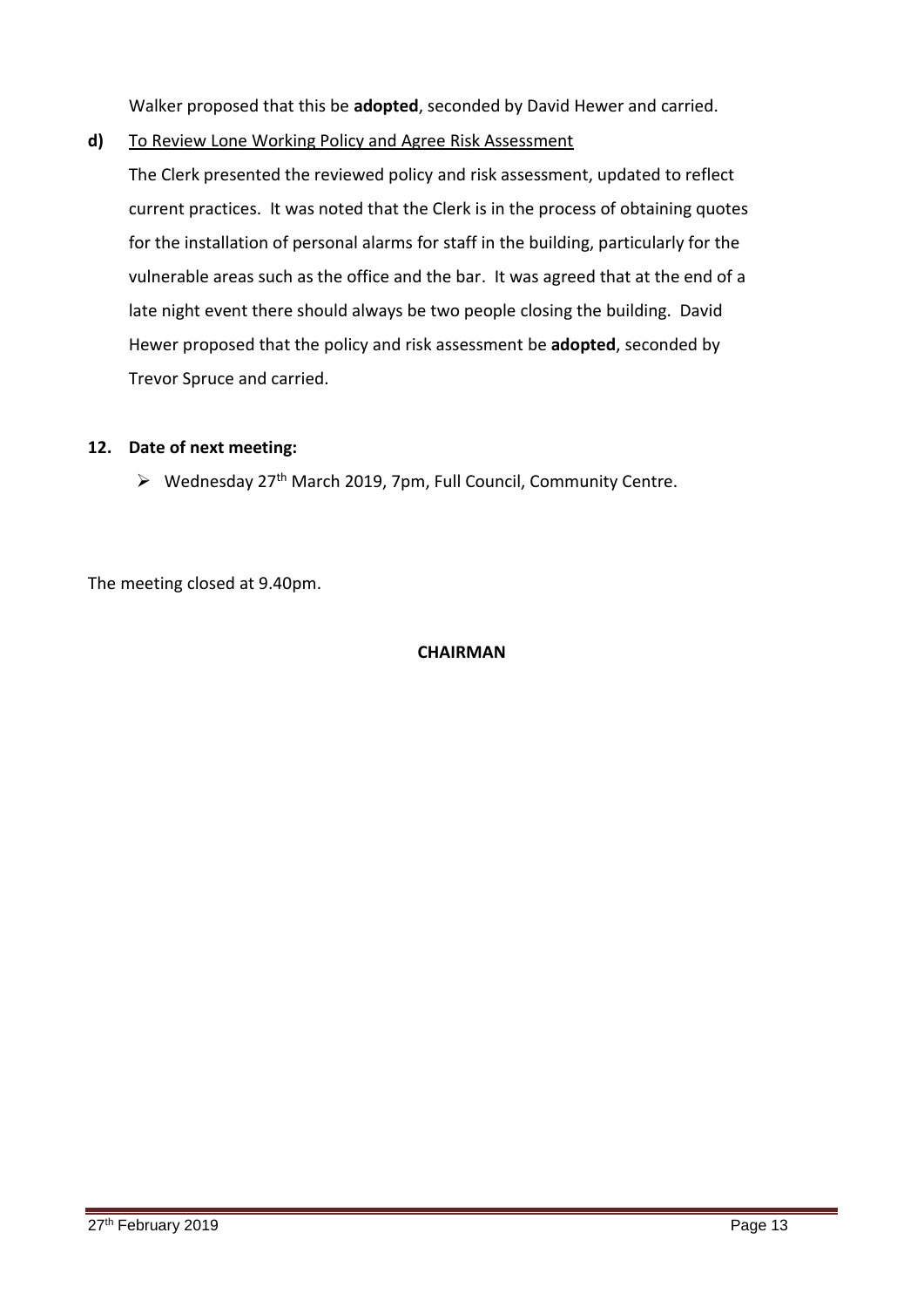Walker proposed that this be **adopted**, seconded by David Hewer and carried.

**d)** To Review Lone Working Policy and Agree Risk Assessment

The Clerk presented the reviewed policy and risk assessment, updated to reflect current practices. It was noted that the Clerk is in the process of obtaining quotes for the installation of personal alarms for staff in the building, particularly for the vulnerable areas such as the office and the bar. It was agreed that at the end of a late night event there should always be two people closing the building. David Hewer proposed that the policy and risk assessment be **adopted**, seconded by Trevor Spruce and carried.

**12. Date of next meeting:**

- Wednesday 27th March 2019, 7pm, Full Council, Community Centre.

The meeting closed at 9.40pm.

**CHAIRMAN**